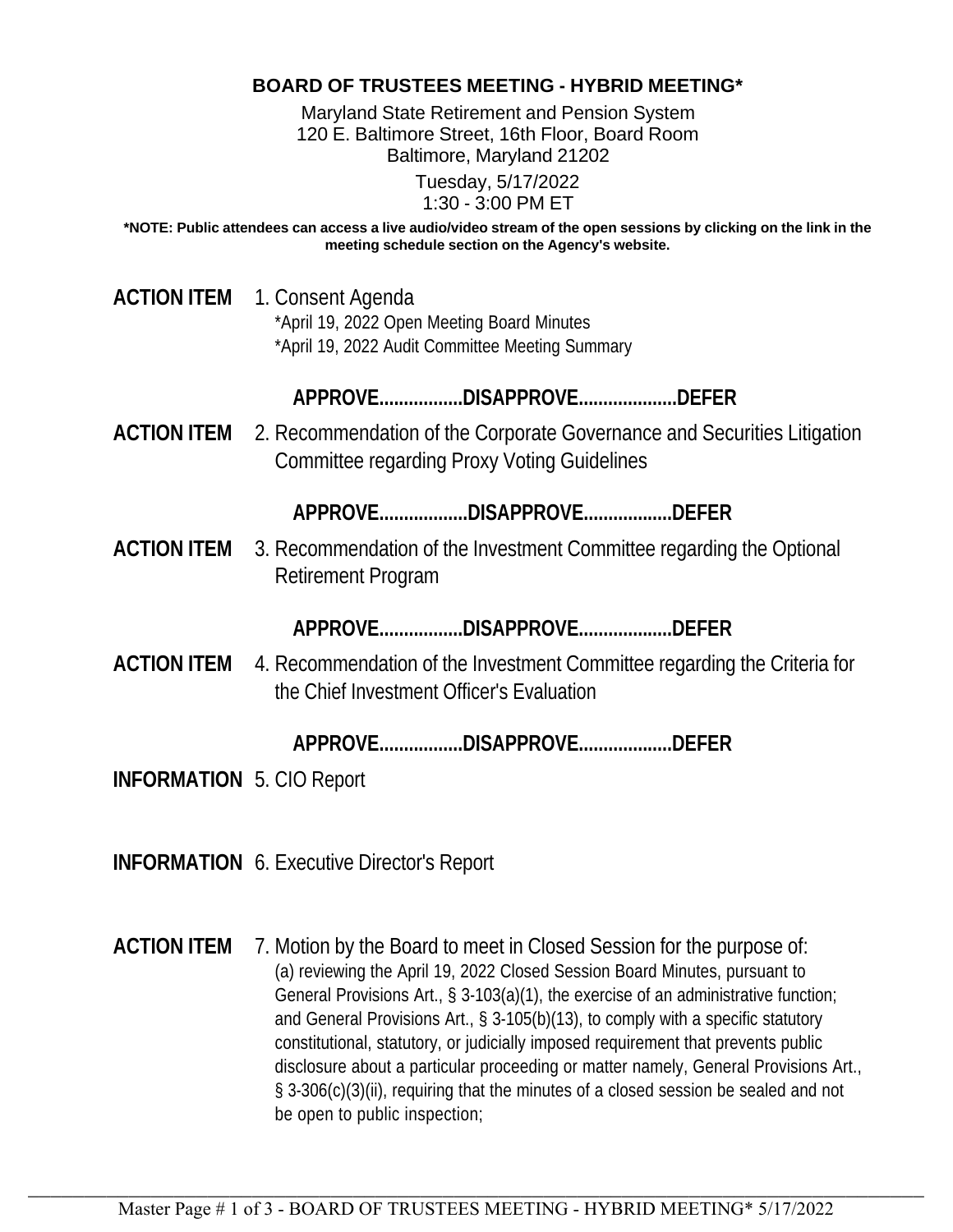## BOARD OF TRUSTEES MEETING - HYBRID MEETING*

Maryland State Retirement and Pension System
120 E. Baltimore Street, 16th Floor, Board Room
Baltimore, Maryland 21202

Tuesday, 5/17/2022
1:30 - 3:00 PM ET

**\*NOTE: Public attendees can access a live audio/video stream of the open sessions by clicking on the link in the meeting schedule section on the Agency's website.**

**ACTION ITEM** 1. Consent Agenda
*April 19, 2022 Open Meeting Board Minutes
*April 19, 2022 Audit Committee Meeting Summary

**APPROVE.................DISAPPROVE....................DEFER**

**ACTION ITEM** 2. Recommendation of the Corporate Governance and Securities Litigation Committee regarding Proxy Voting Guidelines

**APPROVE..................DISAPPROVE..................DEFER**

**ACTION ITEM** 3. Recommendation of the Investment Committee regarding the Optional Retirement Program

**APPROVE.................DISAPPROVE...................DEFER**

**ACTION ITEM** 4. Recommendation of the Investment Committee regarding the Criteria for the Chief Investment Officer's Evaluation

**APPROVE.................DISAPPROVE...................DEFER**

**INFORMATION** 5. CIO Report

**INFORMATION** 6. Executive Director's Report

**ACTION ITEM** 7. Motion by the Board to meet in Closed Session for the purpose of:
(a) reviewing the April 19, 2022 Closed Session Board Minutes, pursuant to General Provisions Art., § 3-103(a)(1), the exercise of an administrative function; and General Provisions Art., § 3-105(b)(13), to comply with a specific statutory constitutional, statutory, or judicially imposed requirement that prevents public disclosure about a particular proceeding or matter namely, General Provisions Art., § 3-306(c)(3)(ii), requiring that the minutes of a closed session be sealed and not be open to public inspection;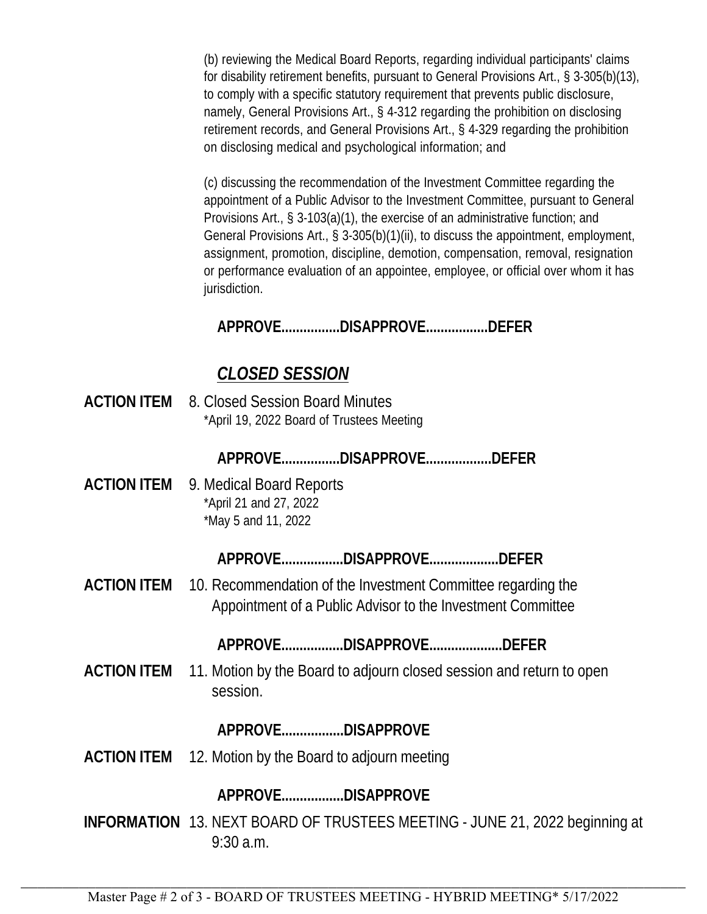(b) reviewing the Medical Board Reports, regarding individual participants' claims for disability retirement benefits, pursuant to General Provisions Art., § 3-305(b)(13), to comply with a specific statutory requirement that prevents public disclosure, namely, General Provisions Art., § 4-312 regarding the prohibition on disclosing retirement records, and General Provisions Art., § 4-329 regarding the prohibition on disclosing medical and psychological information; and

(c) discussing the recommendation of the Investment Committee regarding the appointment of a Public Advisor to the Investment Committee, pursuant to General Provisions Art., § 3-103(a)(1), the exercise of an administrative function; and General Provisions Art., § 3-305(b)(1)(ii), to discuss the appointment, employment, assignment, promotion, discipline, demotion, compensation, removal, resignation or performance evaluation of an appointee, employee, or official over whom it has jurisdiction.

**APPROVE................DISAPPROVE.................DEFER**

## ***CLOSED SESSION***

**ACTION ITEM** 8. Closed Session Board Minutes
*April 19, 2022 Board of Trustees Meeting

**APPROVE................DISAPPROVE.................DEFER**

**ACTION ITEM** 9. Medical Board Reports
*April 21 and 27, 2022
*May 5 and 11, 2022

**APPROVE.................DISAPPROVE...................DEFER**

**ACTION ITEM** 10. Recommendation of the Investment Committee regarding the Appointment of a Public Advisor to the Investment Committee

**APPROVE.................DISAPPROVE....................DEFER**

**ACTION ITEM** 11. Motion by the Board to adjourn closed session and return to open session.

**APPROVE.................DISAPPROVE**

**ACTION ITEM** 12. Motion by the Board to adjourn meeting

**APPROVE.................DISAPPROVE**

**INFORMATION** 13. NEXT BOARD OF TRUSTEES MEETING - JUNE 21, 2022 beginning at 9:30 a.m.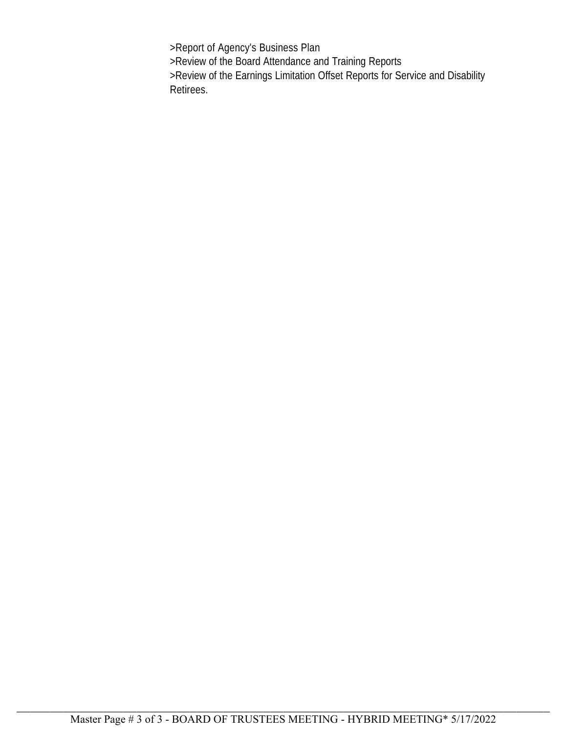>Report of Agency's Business Plan
>Review of the Board Attendance and Training Reports
>Review of the Earnings Limitation Offset Reports for Service and Disability Retirees.